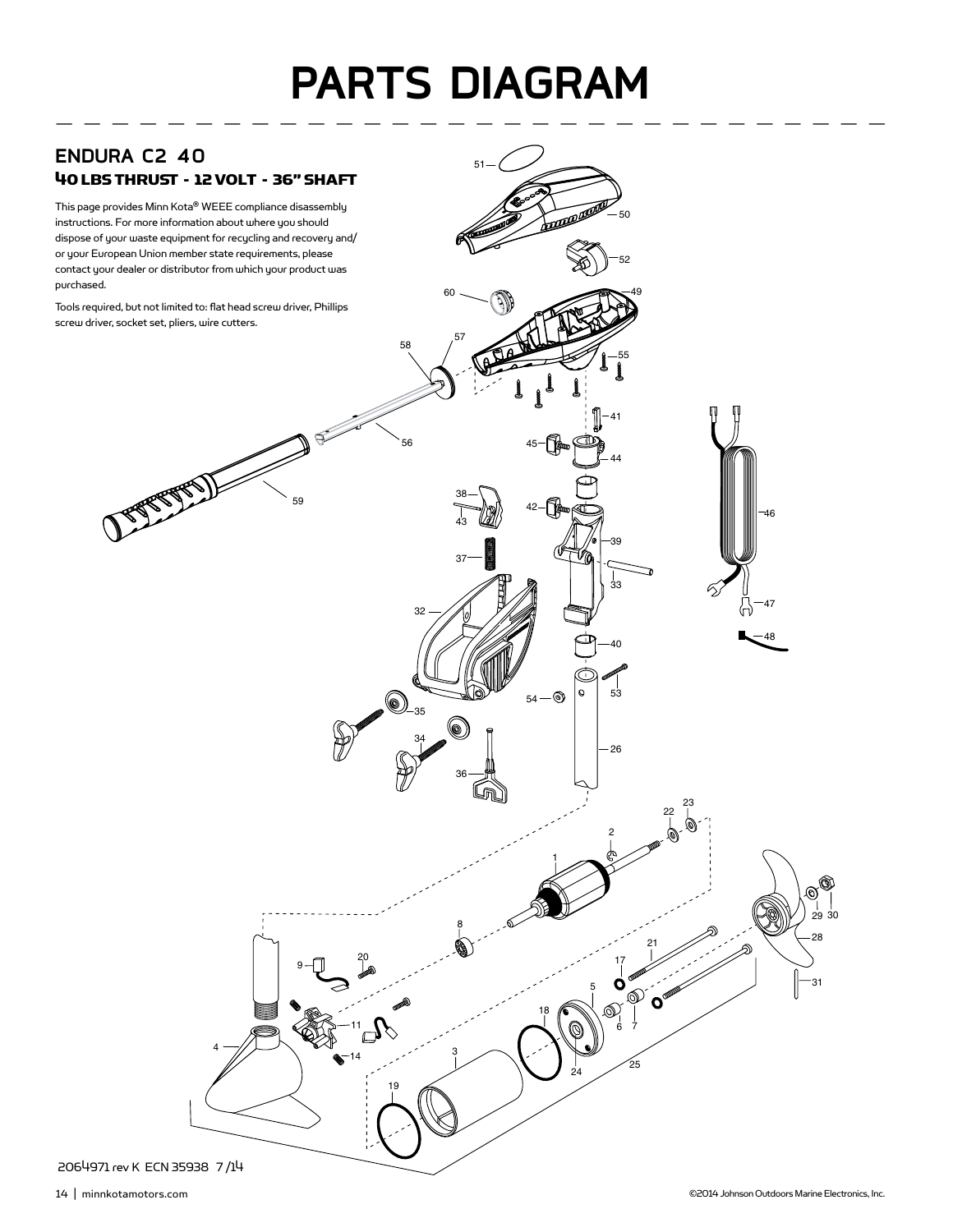# PARTS DIAGRAM

## ENDURA C2 40

### 40 LBS THRUST - 12 VOLT - 36" SHAFT

This page provides Minn Kota® WEEE compliance disassembly instructions. For more information about where you should dispose of your waste equipment for recycling and recovery and/or your European Union member state requirements, please contact your dealer or distributor from which your product was purchased.

Tools required, but not limited to: flat head screw driver, Phillips screw driver, socket set, pliers, wire cutters.

2064971 rev K ECN 35938 7/14

©2014 Johnson Outdoors Marine Electronics, Inc.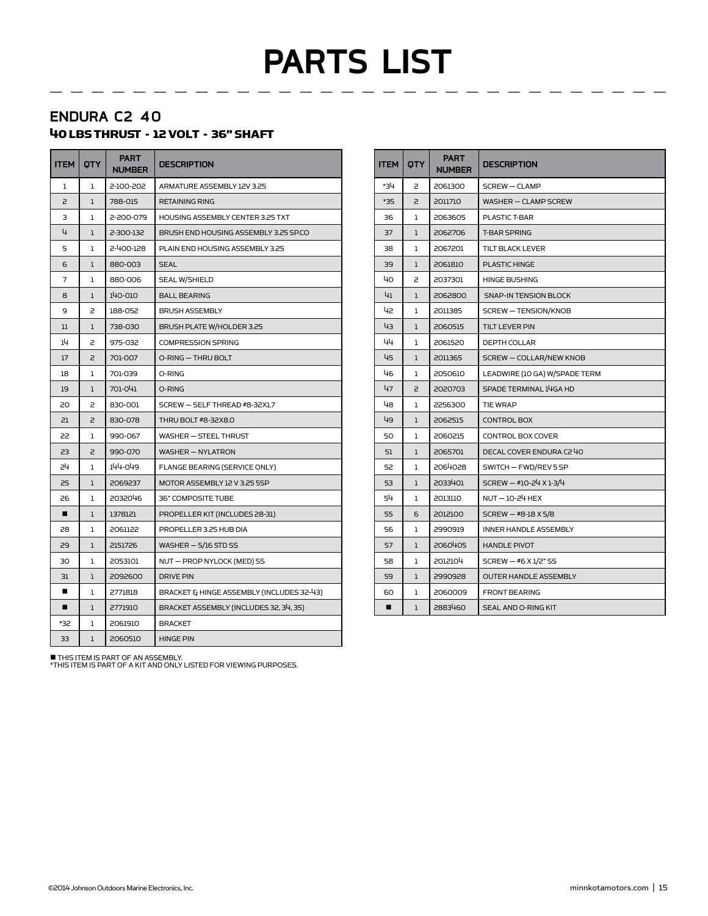# PARTS LIST

## ENDURA C2 40

### 40 LBS THRUST - 12 VOLT - 36" SHAFT

| ITEM | QTY | PART NUMBER | DESCRIPTION |
|---|---|---|---|
| 1 | 1 | 2-100-202 | ARMATURE ASSEMBLY 12V 3.25 |
| 2 | 1 | 788-015 | RETAINING RING |
| 3 | 1 | 2-200-079 | HOUSING ASSEMBLY CENTER 3.25 TXT |
| 4 | 1 | 2-300-132 | BRUSH END HOUSING ASSEMBLY 3.25 SP.CO |
| 5 | 1 | 2-400-128 | PLAIN END HOUSING ASSEMBLY 3.25 |
| 6 | 1 | 880-003 | SEAL |
| 7 | 1 | 880-006 | SEAL W/SHIELD |
| 8 | 1 | 140-010 | BALL BEARING |
| 9 | 2 | 188-052 | BRUSH ASSEMBLY |
| 11 | 1 | 738-030 | BRUSH PLATE W/HOLDER 3.25 |
| 14 | 2 | 975-032 | COMPRESSION SPRING |
| 17 | 2 | 701-007 | O-RING — THRU BOLT |
| 18 | 1 | 701-039 | O-RING |
| 19 | 1 | 701-041 | O-RING |
| 20 | 2 | 830-001 | SCREW — SELF THREAD #8-32X1.7 |
| 21 | 2 | 830-078 | THRU BOLT #8-32X8.0 |
| 22 | 1 | 990-067 | WASHER — STEEL THRUST |
| 23 | 2 | 990-070 | WASHER — NYLATRON |
| 24 | 1 | 144-049 | FLANGE BEARING (SERVICE ONLY) |
| 25 | 1 | 2069237 | MOTOR ASSEMBLY 12 V 3.25 5SP |
| 26 | 1 | 2032046 | 36" COMPOSITE TUBE |
| ■ | 1 | 1378121 | PROPELLER KIT (INCLUDES 28-31) |
| 28 | 1 | 2061122 | PROPELLER 3.25 HUB DIA |
| 29 | 1 | 2151726 | WASHER — 5/16 STD SS |
| 30 | 1 | 2053101 | NUT — PROP NYLOCK (MED) SS |
| 31 | 1 | 2092600 | DRIVE PIN |
| ■ | 1 | 2771818 | BRACKET & HINGE ASSEMBLY (INCLUDES 32-43) |
| ■ | 1 | 2771910 | BRACKET ASSEMBLY (INCLUDES 32, 34, 35) |
| *32 | 1 | 2061910 | BRACKET |
| 33 | 1 | 2060510 | HINGE PIN |
| *34 | 2 | 2061300 | SCREW — CLAMP |
| *35 | 2 | 2011710 | WASHER — CLAMP SCREW |
| 36 | 1 | 2063605 | PLASTIC T-BAR |
| 37 | 1 | 2062706 | T-BAR SPRING |
| 38 | 1 | 2067201 | TILT BLACK LEVER |
| 39 | 1 | 2061810 | PLASTIC HINGE |
| 40 | 2 | 2037301 | HINGE BUSHING |
| 41 | 1 | 2062800 | SNAP-IN TENSION BLOCK |
| 42 | 1 | 2011385 | SCREW — TENSION/KNOB |
| 43 | 1 | 2060515 | TILT LEVER PIN |
| 44 | 1 | 2061520 | DEPTH COLLAR |
| 45 | 1 | 2011365 | SCREW — COLLAR/NEW KNOB |
| 46 | 1 | 2050610 | LEADWIRE (10 GA) W/SPADE TERM |
| 47 | 2 | 2020703 | SPADE TERMINAL 14GA HD |
| 48 | 1 | 2256300 | TIE WRAP |
| 49 | 1 | 2062515 | CONTROL BOX |
| 50 | 1 | 2060215 | CONTROL BOX COVER |
| 51 | 1 | 2065701 | DECAL COVER ENDURA C2 40 |
| 52 | 1 | 2064028 | SWITCH — FWD/REV 5 SP |
| 53 | 1 | 2033401 | SCREW — #10-24 X 1-3/4 |
| 54 | 1 | 2013110 | NUT — 10-24 HEX |
| 55 | 6 | 2012100 | SCREW — #8-18 X 5/8 |
| 56 | 1 | 2990919 | INNER HANDLE ASSEMBLY |
| 57 | 1 | 2060405 | HANDLE PIVOT |
| 58 | 1 | 2012104 | SCREW — #6 X 1/2" SS |
| 59 | 1 | 2990928 | OUTER HANDLE ASSEMBLY |
| 60 | 1 | 2060009 | FRONT BEARING |
| ■ | 1 | 2883460 | SEAL AND O-RING KIT |

■ THIS ITEM IS PART OF AN ASSEMBLY.
*THIS ITEM IS PART OF A KIT AND ONLY LISTED FOR VIEWING PURPOSES.

©2014 Johnson Outdoors Marine Electronics, Inc.

minnkotamotors.com